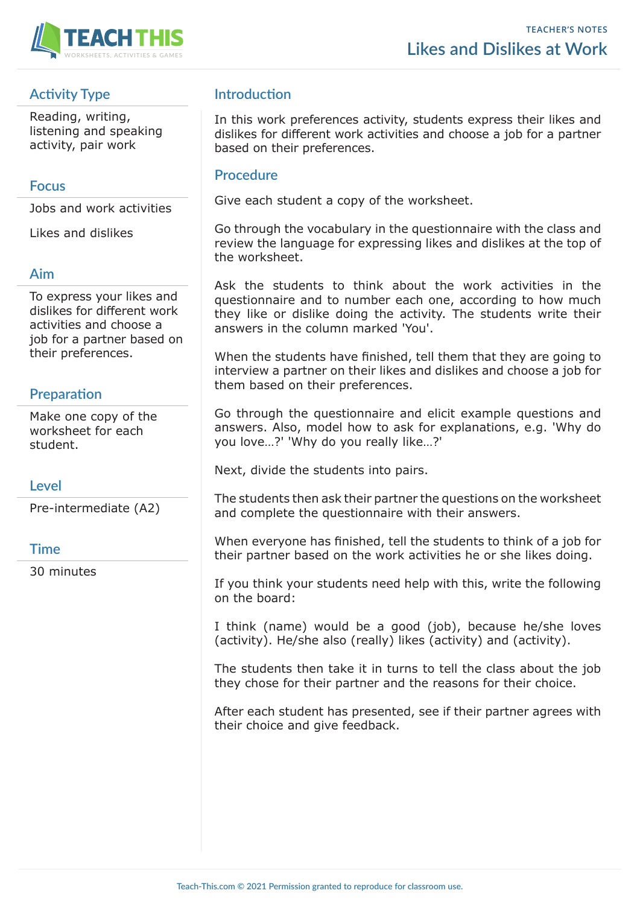TEACHER'S NOTES

# Likes and Dislikes at Work

## Activity Type

Reading, writing, listening and speaking activity, pair work

## Focus

Jobs and work activities

Likes and dislikes

## Aim

To express your likes and dislikes for different work activities and choose a job for a partner based on their preferences.

## Preparation

Make one copy of the worksheet for each student.

## Level

Pre-intermediate (A2)

## Time

30 minutes

## Introduction

In this work preferences activity, students express their likes and dislikes for different work activities and choose a job for a partner based on their preferences.

## Procedure

Give each student a copy of the worksheet.

Go through the vocabulary in the questionnaire with the class and review the language for expressing likes and dislikes at the top of the worksheet.

Ask the students to think about the work activities in the questionnaire and to number each one, according to how much they like or dislike doing the activity. The students write their answers in the column marked 'You'.

When the students have finished, tell them that they are going to interview a partner on their likes and dislikes and choose a job for them based on their preferences.

Go through the questionnaire and elicit example questions and answers. Also, model how to ask for explanations, e.g. 'Why do you love…?' 'Why do you really like…?'

Next, divide the students into pairs.

The students then ask their partner the questions on the worksheet and complete the questionnaire with their answers.

When everyone has finished, tell the students to think of a job for their partner based on the work activities he or she likes doing.

If you think your students need help with this, write the following on the board:

I think (name) would be a good (job), because he/she loves (activity). He/she also (really) likes (activity) and (activity).

The students then take it in turns to tell the class about the job they chose for their partner and the reasons for their choice.

After each student has presented, see if their partner agrees with their choice and give feedback.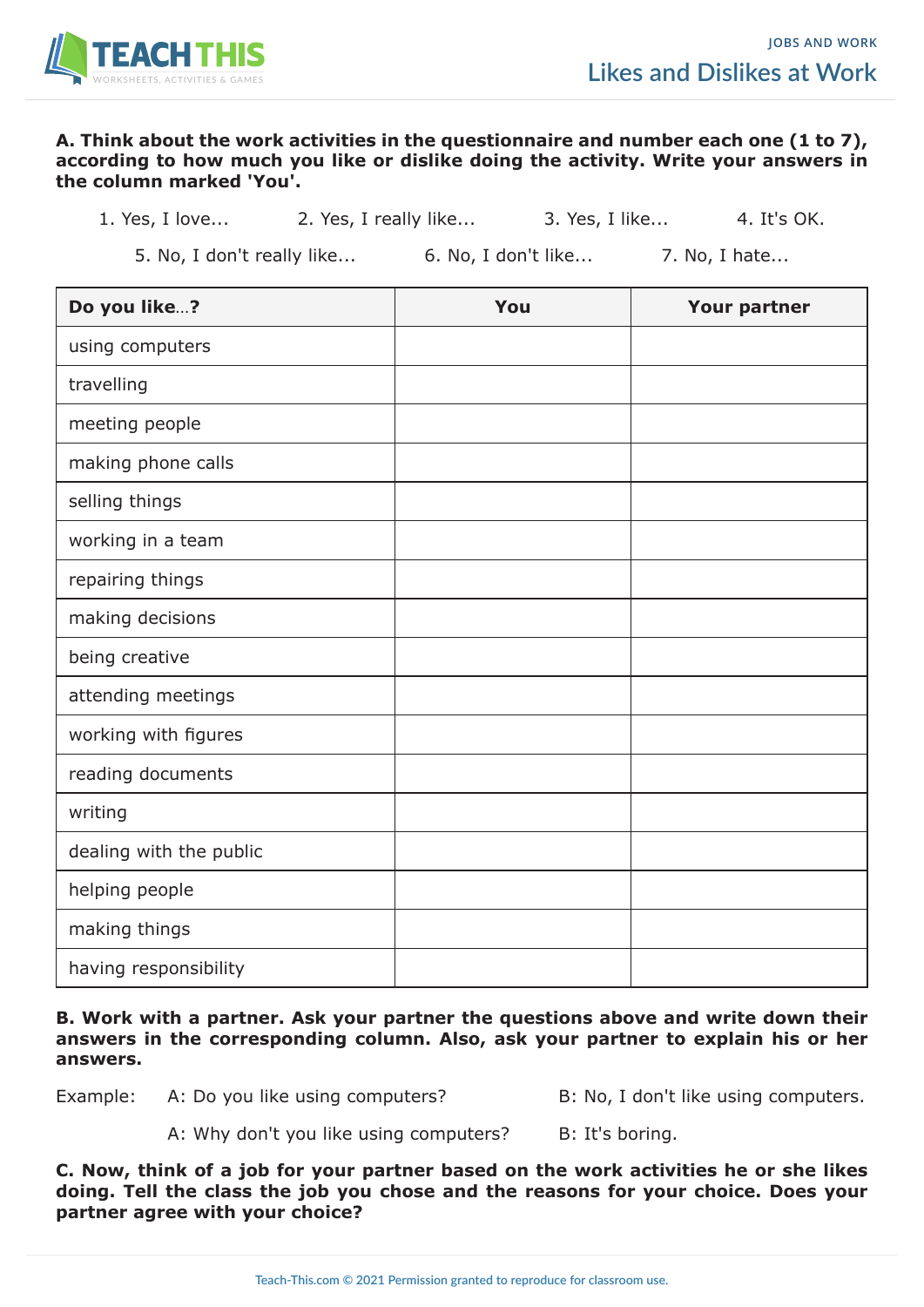# Likes and Dislikes at Work

**A. Think about the work activities in the questionnaire and number each one (1 to 7), according to how much you like or dislike doing the activity. Write your answers in the column marked 'You'.**

1. Yes, I love...
2. Yes, I really like...
3. Yes, I like...
4. It's OK.
5. No, I don't really like...
6. No, I don't like...
7. No, I hate...

| Do you like...? | You | Your partner |
|---|---|---|
| using computers | | |
| travelling | | |
| meeting people | | |
| making phone calls | | |
| selling things | | |
| working in a team | | |
| repairing things | | |
| making decisions | | |
| being creative | | |
| attending meetings | | |
| working with figures | | |
| reading documents | | |
| writing | | |
| dealing with the public | | |
| helping people | | |
| making things | | |
| having responsibility | | |

**B. Work with a partner. Ask your partner the questions above and write down their answers in the corresponding column. Also, ask your partner to explain his or her answers.**

Example:

A: Do you like using computers?
B: No, I don't like using computers.

A: Why don't you like using computers?
B: It's boring.

**C. Now, think of a job for your partner based on the work activities he or she likes doing. Tell the class the job you chose and the reasons for your choice. Does your partner agree with your choice?**